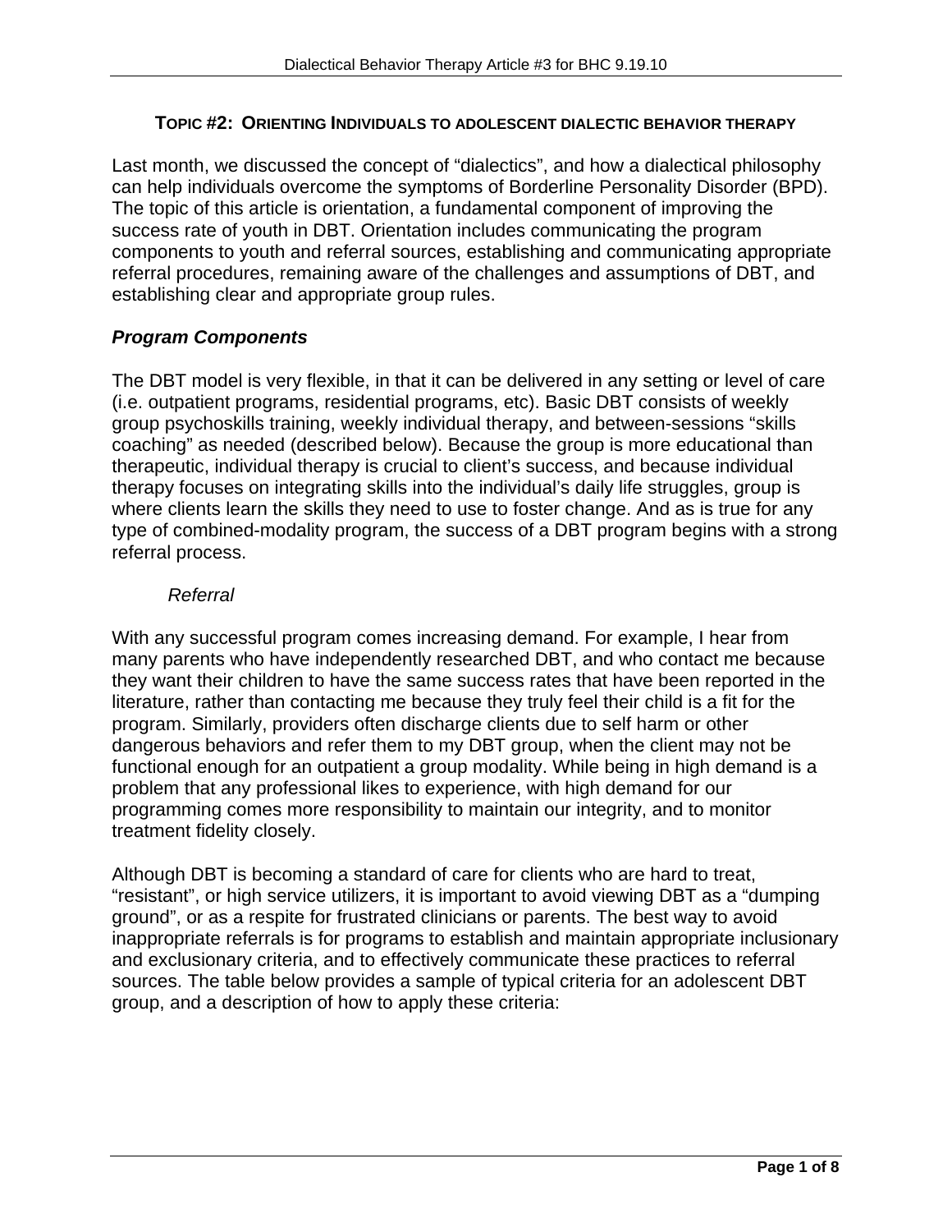## Topic #2: Orienting Individuals to adolescent dialectic behavior therapy

Last month, we discussed the concept of "dialectics", and how a dialectical philosophy can help individuals overcome the symptoms of Borderline Personality Disorder (BPD). The topic of this article is orientation, a fundamental component of improving the success rate of youth in DBT. Orientation includes communicating the program components to youth and referral sources, establishing and communicating appropriate referral procedures, remaining aware of the challenges and assumptions of DBT, and establishing clear and appropriate group rules.

### *Program Components*

The DBT model is very flexible, in that it can be delivered in any setting or level of care (i.e. outpatient programs, residential programs, etc). Basic DBT consists of weekly group psychoskills training, weekly individual therapy, and between-sessions "skills coaching" as needed (described below). Because the group is more educational than therapeutic, individual therapy is crucial to client's success, and because individual therapy focuses on integrating skills into the individual's daily life struggles, group is where clients learn the skills they need to use to foster change. And as is true for any type of combined-modality program, the success of a DBT program begins with a strong referral process.

#### *Referral*

With any successful program comes increasing demand. For example, I hear from many parents who have independently researched DBT, and who contact me because they want their children to have the same success rates that have been reported in the literature, rather than contacting me because they truly feel their child is a fit for the program. Similarly, providers often discharge clients due to self harm or other dangerous behaviors and refer them to my DBT group, when the client may not be functional enough for an outpatient a group modality. While being in high demand is a problem that any professional likes to experience, with high demand for our programming comes more responsibility to maintain our integrity, and to monitor treatment fidelity closely.

Although DBT is becoming a standard of care for clients who are hard to treat, "resistant", or high service utilizers, it is important to avoid viewing DBT as a "dumping ground", or as a respite for frustrated clinicians or parents. The best way to avoid inappropriate referrals is for programs to establish and maintain appropriate inclusionary and exclusionary criteria, and to effectively communicate these practices to referral sources. The table below provides a sample of typical criteria for an adolescent DBT group, and a description of how to apply these criteria: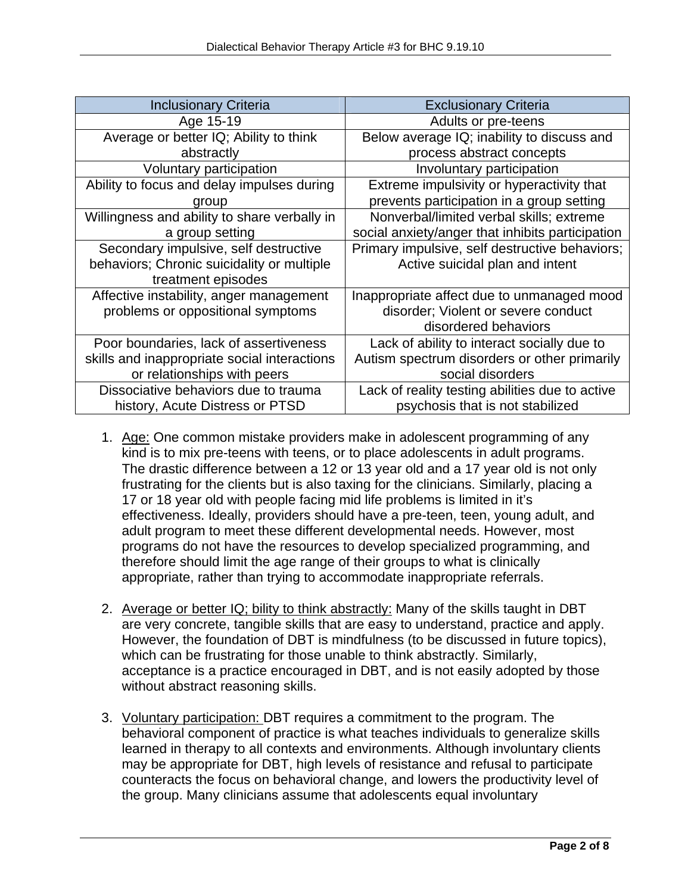| Inclusionary Criteria | Exclusionary Criteria |
| --- | --- |
| Age 15-19 | Adults or pre-teens |
| Average or better IQ; Ability to think abstractly | Below average IQ; inability to discuss and process abstract concepts |
| Voluntary participation | Involuntary participation |
| Ability to focus and delay impulses during group | Extreme impulsivity or hyperactivity that prevents participation in a group setting |
| Willingness and ability to share verbally in a group setting | Nonverbal/limited verbal skills; extreme social anxiety/anger that inhibits participation |
| Secondary impulsive, self destructive behaviors; Chronic suicidality or multiple treatment episodes | Primary impulsive, self destructive behaviors; Active suicidal plan and intent |
| Affective instability, anger management problems or oppositional symptoms | Inappropriate affect due to unmanaged mood disorder; Violent or severe conduct disordered behaviors |
| Poor boundaries, lack of assertiveness skills and inappropriate social interactions or relationships with peers | Lack of ability to interact socially due to Autism spectrum disorders or other primarily social disorders |
| Dissociative behaviors due to trauma history, Acute Distress or PTSD | Lack of reality testing abilities due to active psychosis that is not stabilized |

1. Age: One common mistake providers make in adolescent programming of any kind is to mix pre-teens with teens, or to place adolescents in adult programs. The drastic difference between a 12 or 13 year old and a 17 year old is not only frustrating for the clients but is also taxing for the clinicians. Similarly, placing a 17 or 18 year old with people facing mid life problems is limited in it's effectiveness. Ideally, providers should have a pre-teen, teen, young adult, and adult program to meet these different developmental needs. However, most programs do not have the resources to develop specialized programming, and therefore should limit the age range of their groups to what is clinically appropriate, rather than trying to accommodate inappropriate referrals.

2. Average or better IQ; bility to think abstractly: Many of the skills taught in DBT are very concrete, tangible skills that are easy to understand, practice and apply. However, the foundation of DBT is mindfulness (to be discussed in future topics), which can be frustrating for those unable to think abstractly. Similarly, acceptance is a practice encouraged in DBT, and is not easily adopted by those without abstract reasoning skills.

3. Voluntary participation: DBT requires a commitment to the program. The behavioral component of practice is what teaches individuals to generalize skills learned in therapy to all contexts and environments. Although involuntary clients may be appropriate for DBT, high levels of resistance and refusal to participate counteracts the focus on behavioral change, and lowers the productivity level of the group. Many clinicians assume that adolescents equal involuntary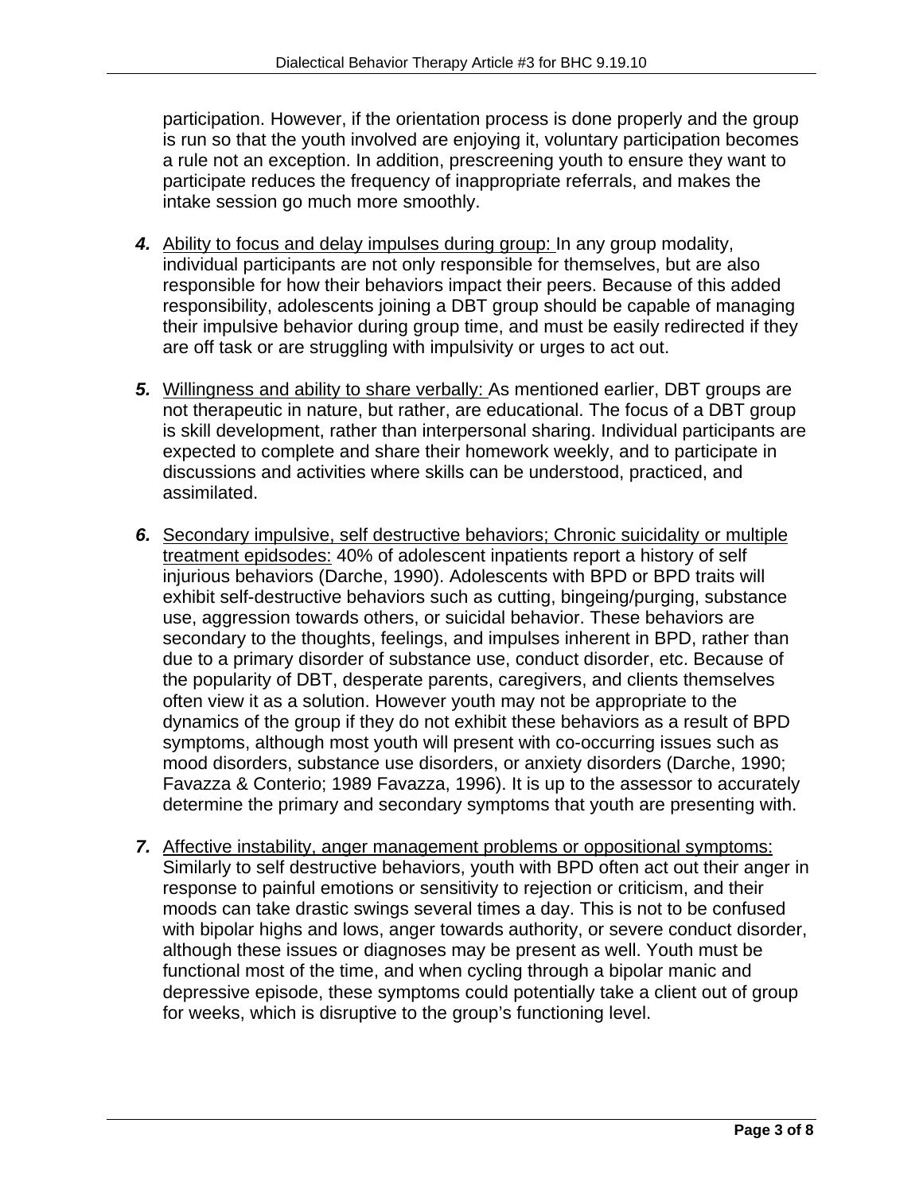participation. However, if the orientation process is done properly and the group is run so that the youth involved are enjoying it, voluntary participation becomes a rule not an exception. In addition, prescreening youth to ensure they want to participate reduces the frequency of inappropriate referrals, and makes the intake session go much more smoothly.

4. Ability to focus and delay impulses during group: In any group modality, individual participants are not only responsible for themselves, but are also responsible for how their behaviors impact their peers. Because of this added responsibility, adolescents joining a DBT group should be capable of managing their impulsive behavior during group time, and must be easily redirected if they are off task or are struggling with impulsivity or urges to act out.

5. Willingness and ability to share verbally: As mentioned earlier, DBT groups are not therapeutic in nature, but rather, are educational. The focus of a DBT group is skill development, rather than interpersonal sharing. Individual participants are expected to complete and share their homework weekly, and to participate in discussions and activities where skills can be understood, practiced, and assimilated.

6. Secondary impulsive, self destructive behaviors; Chronic suicidality or multiple treatment epidsodes: 40% of adolescent inpatients report a history of self injurious behaviors (Darche, 1990). Adolescents with BPD or BPD traits will exhibit self-destructive behaviors such as cutting, bingeing/purging, substance use, aggression towards others, or suicidal behavior. These behaviors are secondary to the thoughts, feelings, and impulses inherent in BPD, rather than due to a primary disorder of substance use, conduct disorder, etc. Because of the popularity of DBT, desperate parents, caregivers, and clients themselves often view it as a solution. However youth may not be appropriate to the dynamics of the group if they do not exhibit these behaviors as a result of BPD symptoms, although most youth will present with co-occurring issues such as mood disorders, substance use disorders, or anxiety disorders (Darche, 1990; Favazza & Conterio; 1989 Favazza, 1996). It is up to the assessor to accurately determine the primary and secondary symptoms that youth are presenting with.

7. Affective instability, anger management problems or oppositional symptoms: Similarly to self destructive behaviors, youth with BPD often act out their anger in response to painful emotions or sensitivity to rejection or criticism, and their moods can take drastic swings several times a day. This is not to be confused with bipolar highs and lows, anger towards authority, or severe conduct disorder, although these issues or diagnoses may be present as well. Youth must be functional most of the time, and when cycling through a bipolar manic and depressive episode, these symptoms could potentially take a client out of group for weeks, which is disruptive to the group's functioning level.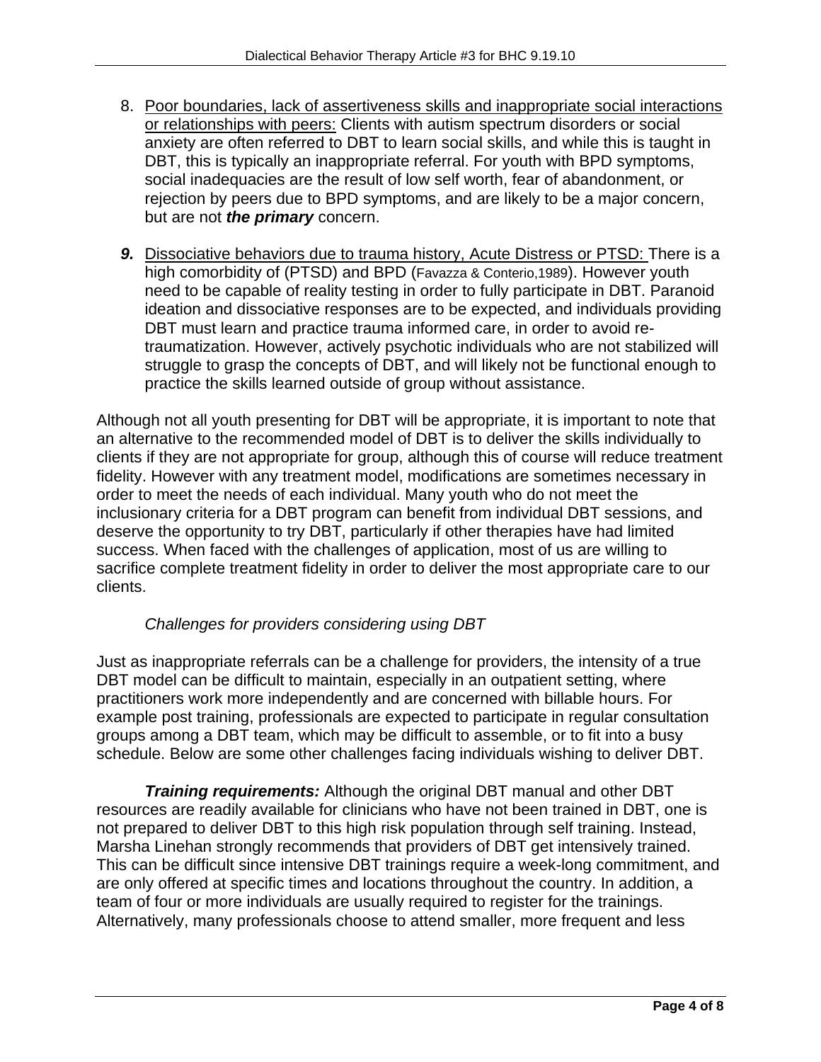8. Poor boundaries, lack of assertiveness skills and inappropriate social interactions or relationships with peers: Clients with autism spectrum disorders or social anxiety are often referred to DBT to learn social skills, and while this is taught in DBT, this is typically an inappropriate referral. For youth with BPD symptoms, social inadequacies are the result of low self worth, fear of abandonment, or rejection by peers due to BPD symptoms, and are likely to be a major concern, but are not ***the primary*** concern.

9. Dissociative behaviors due to trauma history, Acute Distress or PTSD: There is a high comorbidity of (PTSD) and BPD (Favazza & Conterio,1989). However youth need to be capable of reality testing in order to fully participate in DBT. Paranoid ideation and dissociative responses are to be expected, and individuals providing DBT must learn and practice trauma informed care, in order to avoid re-traumatization. However, actively psychotic individuals who are not stabilized will struggle to grasp the concepts of DBT, and will likely not be functional enough to practice the skills learned outside of group without assistance.

Although not all youth presenting for DBT will be appropriate, it is important to note that an alternative to the recommended model of DBT is to deliver the skills individually to clients if they are not appropriate for group, although this of course will reduce treatment fidelity. However with any treatment model, modifications are sometimes necessary in order to meet the needs of each individual. Many youth who do not meet the inclusionary criteria for a DBT program can benefit from individual DBT sessions, and deserve the opportunity to try DBT, particularly if other therapies have had limited success. When faced with the challenges of application, most of us are willing to sacrifice complete treatment fidelity in order to deliver the most appropriate care to our clients.

*Challenges for providers considering using DBT*

Just as inappropriate referrals can be a challenge for providers, the intensity of a true DBT model can be difficult to maintain, especially in an outpatient setting, where practitioners work more independently and are concerned with billable hours. For example post training, professionals are expected to participate in regular consultation groups among a DBT team, which may be difficult to assemble, or to fit into a busy schedule. Below are some other challenges facing individuals wishing to deliver DBT.

***Training requirements:*** Although the original DBT manual and other DBT resources are readily available for clinicians who have not been trained in DBT, one is not prepared to deliver DBT to this high risk population through self training. Instead, Marsha Linehan strongly recommends that providers of DBT get intensively trained. This can be difficult since intensive DBT trainings require a week-long commitment, and are only offered at specific times and locations throughout the country. In addition, a team of four or more individuals are usually required to register for the trainings. Alternatively, many professionals choose to attend smaller, more frequent and less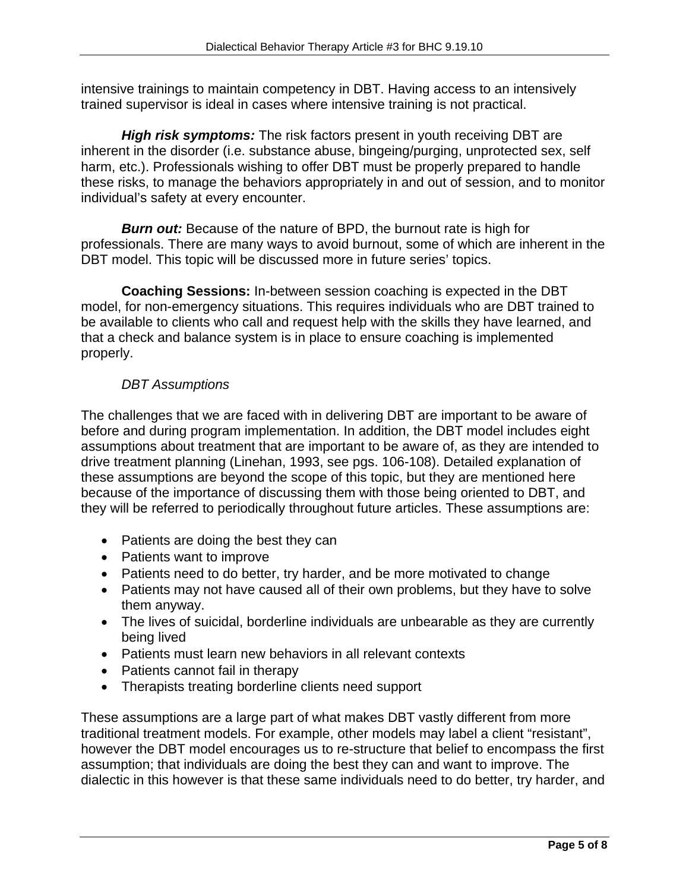intensive trainings to maintain competency in DBT. Having access to an intensively trained supervisor is ideal in cases where intensive training is not practical.

***High risk symptoms:*** The risk factors present in youth receiving DBT are inherent in the disorder (i.e. substance abuse, bingeing/purging, unprotected sex, self harm, etc.). Professionals wishing to offer DBT must be properly prepared to handle these risks, to manage the behaviors appropriately in and out of session, and to monitor individual's safety at every encounter.

***Burn out:*** Because of the nature of BPD, the burnout rate is high for professionals. There are many ways to avoid burnout, some of which are inherent in the DBT model. This topic will be discussed more in future series' topics.

**Coaching Sessions:** In-between session coaching is expected in the DBT model, for non-emergency situations. This requires individuals who are DBT trained to be available to clients who call and request help with the skills they have learned, and that a check and balance system is in place to ensure coaching is implemented properly.

*DBT Assumptions*

The challenges that we are faced with in delivering DBT are important to be aware of before and during program implementation. In addition, the DBT model includes eight assumptions about treatment that are important to be aware of, as they are intended to drive treatment planning (Linehan, 1993, see pgs. 106-108). Detailed explanation of these assumptions are beyond the scope of this topic, but they are mentioned here because of the importance of discussing them with those being oriented to DBT, and they will be referred to periodically throughout future articles. These assumptions are:

- Patients are doing the best they can
- Patients want to improve
- Patients need to do better, try harder, and be more motivated to change
- Patients may not have caused all of their own problems, but they have to solve them anyway.
- The lives of suicidal, borderline individuals are unbearable as they are currently being lived
- Patients must learn new behaviors in all relevant contexts
- Patients cannot fail in therapy
- Therapists treating borderline clients need support

These assumptions are a large part of what makes DBT vastly different from more traditional treatment models. For example, other models may label a client "resistant", however the DBT model encourages us to re-structure that belief to encompass the first assumption; that individuals are doing the best they can and want to improve. The dialectic in this however is that these same individuals need to do better, try harder, and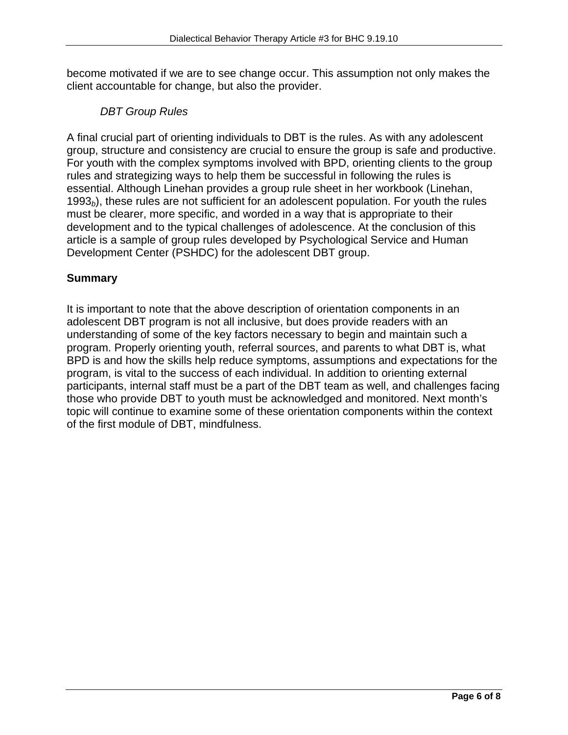become motivated if we are to see change occur. This assumption not only makes the client accountable for change, but also the provider.

*DBT Group Rules*

A final crucial part of orienting individuals to DBT is the rules. As with any adolescent group, structure and consistency are crucial to ensure the group is safe and productive. For youth with the complex symptoms involved with BPD, orienting clients to the group rules and strategizing ways to help them be successful in following the rules is essential. Although Linehan provides a group rule sheet in her workbook (Linehan, $1993_b$), these rules are not sufficient for an adolescent population. For youth the rules must be clearer, more specific, and worded in a way that is appropriate to their development and to the typical challenges of adolescence. At the conclusion of this article is a sample of group rules developed by Psychological Service and Human Development Center (PSHDC) for the adolescent DBT group.

## Summary

It is important to note that the above description of orientation components in an adolescent DBT program is not all inclusive, but does provide readers with an understanding of some of the key factors necessary to begin and maintain such a program. Properly orienting youth, referral sources, and parents to what DBT is, what BPD is and how the skills help reduce symptoms, assumptions and expectations for the program, is vital to the success of each individual. In addition to orienting external participants, internal staff must be a part of the DBT team as well, and challenges facing those who provide DBT to youth must be acknowledged and monitored. Next month's topic will continue to examine some of these orientation components within the context of the first module of DBT, mindfulness.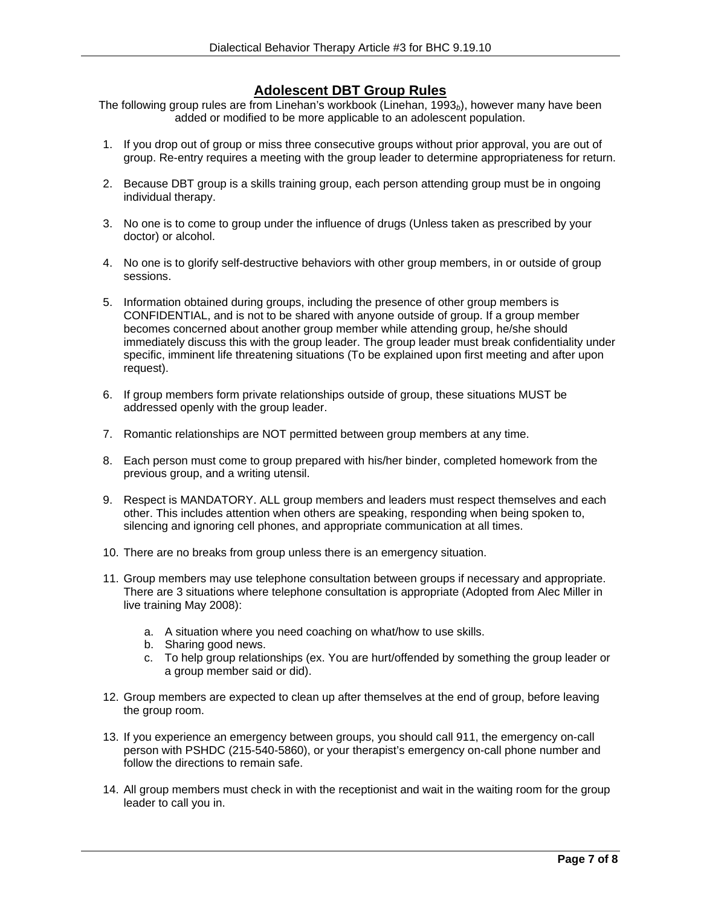## Adolescent DBT Group Rules

The following group rules are from Linehan's workbook (Linehan, $1993_b$), however many have been added or modified to be more applicable to an adolescent population.

1. If you drop out of group or miss three consecutive groups without prior approval, you are out of group. Re-entry requires a meeting with the group leader to determine appropriateness for return.

2. Because DBT group is a skills training group, each person attending group must be in ongoing individual therapy.

3. No one is to come to group under the influence of drugs (Unless taken as prescribed by your doctor) or alcohol.

4. No one is to glorify self-destructive behaviors with other group members, in or outside of group sessions.

5. Information obtained during groups, including the presence of other group members is CONFIDENTIAL, and is not to be shared with anyone outside of group. If a group member becomes concerned about another group member while attending group, he/she should immediately discuss this with the group leader. The group leader must break confidentiality under specific, imminent life threatening situations (To be explained upon first meeting and after upon request).

6. If group members form private relationships outside of group, these situations MUST be addressed openly with the group leader.

7. Romantic relationships are NOT permitted between group members at any time.

8. Each person must come to group prepared with his/her binder, completed homework from the previous group, and a writing utensil.

9. Respect is MANDATORY. ALL group members and leaders must respect themselves and each other. This includes attention when others are speaking, responding when being spoken to, silencing and ignoring cell phones, and appropriate communication at all times.

10. There are no breaks from group unless there is an emergency situation.

11. Group members may use telephone consultation between groups if necessary and appropriate. There are 3 situations where telephone consultation is appropriate (Adopted from Alec Miller in live training May 2008):

    a. A situation where you need coaching on what/how to use skills.
    b. Sharing good news.
    c. To help group relationships (ex. You are hurt/offended by something the group leader or a group member said or did).

12. Group members are expected to clean up after themselves at the end of group, before leaving the group room.

13. If you experience an emergency between groups, you should call 911, the emergency on-call person with PSHDC (215-540-5860), or your therapist's emergency on-call phone number and follow the directions to remain safe.

14. All group members must check in with the receptionist and wait in the waiting room for the group leader to call you in.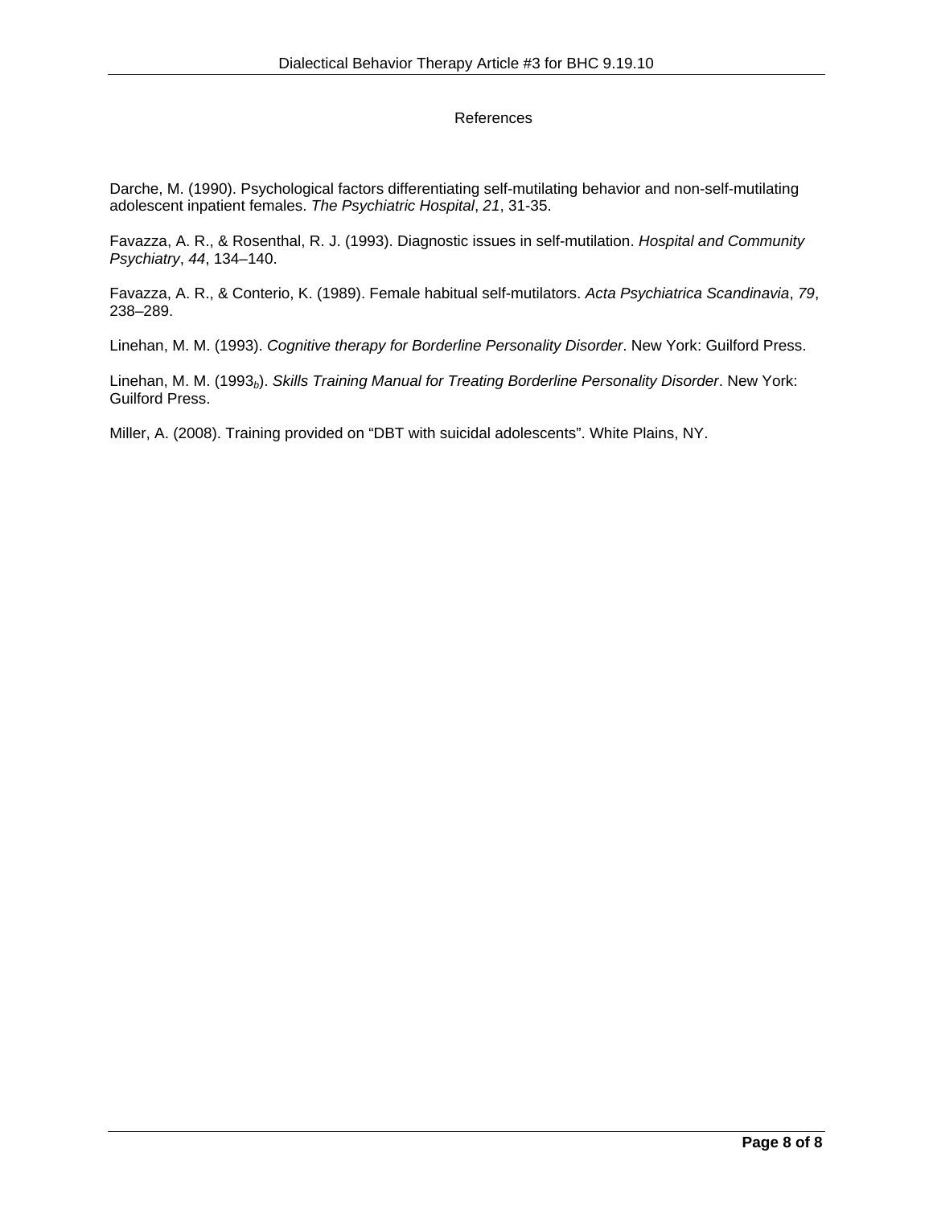# References

Darche, M. (1990). Psychological factors differentiating self-mutilating behavior and non-self-mutilating adolescent inpatient females. *The Psychiatric Hospital*, *21*, 31-35.

Favazza, A. R., & Rosenthal, R. J. (1993). Diagnostic issues in self-mutilation. *Hospital and Community Psychiatry*, *44*, 134–140.

Favazza, A. R., & Conterio, K. (1989). Female habitual self-mutilators. *Acta Psychiatrica Scandinavia*, *79*, 238–289.

Linehan, M. M. (1993). *Cognitive therapy for Borderline Personality Disorder*. New York: Guilford Press.

Linehan, M. M. (1993$_b$). *Skills Training Manual for Treating Borderline Personality Disorder*. New York: Guilford Press.

Miller, A. (2008). Training provided on “DBT with suicidal adolescents”. White Plains, NY.